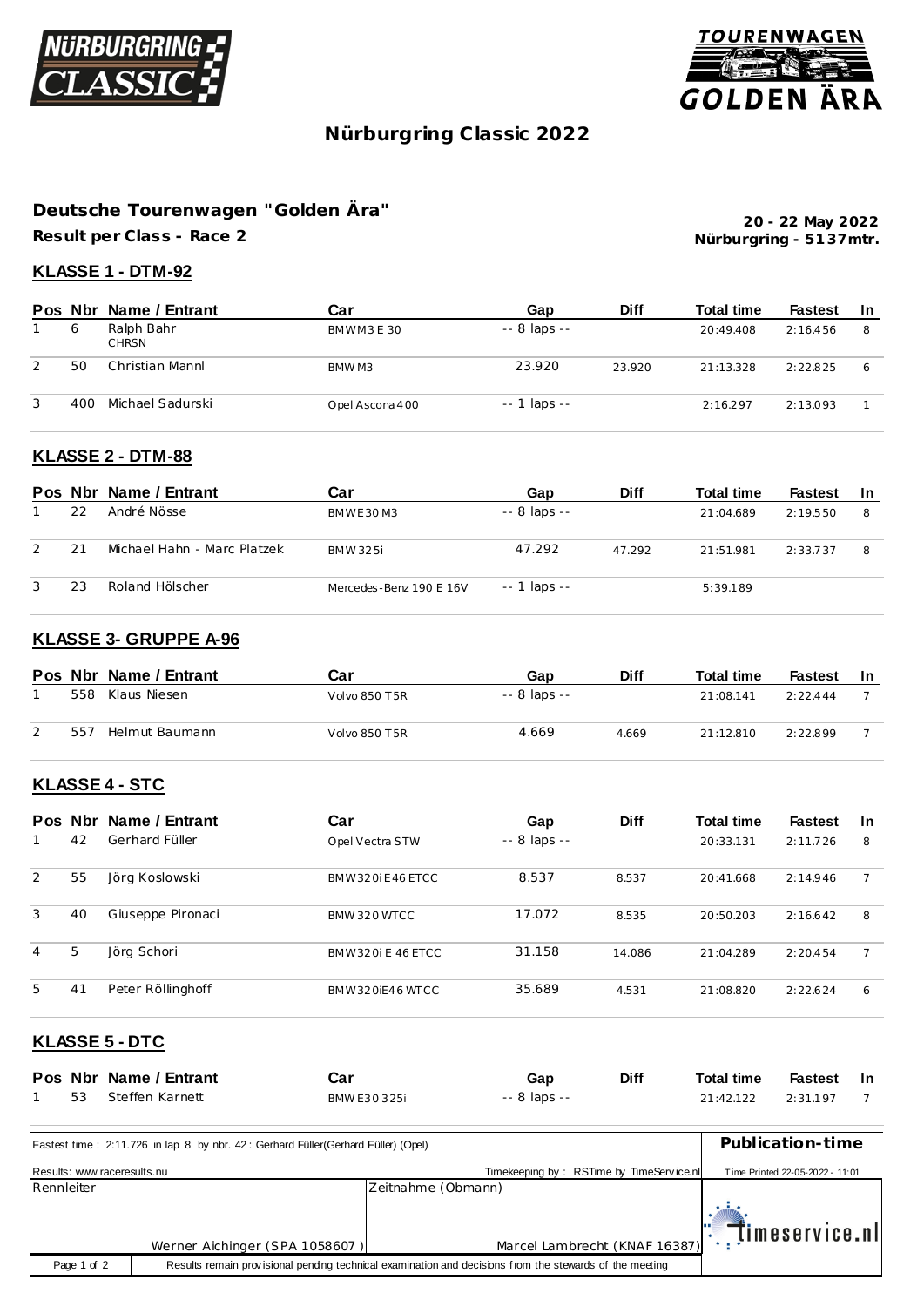# Nürburgring Classic 2022

## Deutsche Tourenwagen "Golden Ära"

**Result per Class - Race 2**

**20 - 22 May 2022**
**Nürburgring - 5137mtr.**

### KLASSE 1 - DTM-92

| Pos | Nbr | Name / Entrant | Car | Gap | Diff | Total time | Fastest | In |
|---|---|---|---|---|---|---|---|---|
| 1 | 6 | Ralph Bahr<br>CHRSN | BMW M3 E 30 | -- 8 laps -- | | 20:49.408 | 2:16.456 | 8 |
| 2 | 50 | Christian Mannl | BMW M3 | 23.920 | 23.920 | 21:13.328 | 2:22.825 | 6 |
| 3 | 400 | Michael Sadurski | Opel Ascona 400 | -- 1 laps -- | | 2:16.297 | 2:13.093 | 1 |

### KLASSE 2 - DTM-88

| Pos | Nbr | Name / Entrant | Car | Gap | Diff | Total time | Fastest | In |
|---|---|---|---|---|---|---|---|---|
| 1 | 22 | André Nösse | BMW E30 M3 | -- 8 laps -- | | 21:04.689 | 2:19.550 | 8 |
| 2 | 21 | Michael Hahn - Marc Platzek | BMW 325i | 47.292 | 47.292 | 21:51.981 | 2:33.737 | 8 |
| 3 | 23 | Roland Hölscher | Mercedes-Benz 190 E 16V | -- 1 laps -- | | 5:39.189 | | |

### KLASSE 3- GRUPPE A-96

| Pos | Nbr | Name / Entrant | Car | Gap | Diff | Total time | Fastest | In |
|---|---|---|---|---|---|---|---|---|
| 1 | 558 | Klaus Niesen | Volvo 850 T5R | -- 8 laps -- | | 21:08.141 | 2:22.444 | 7 |
| 2 | 557 | Helmut Baumann | Volvo 850 T5R | 4.669 | 4.669 | 21:12.810 | 2:22.899 | 7 |

### KLASSE 4 - STC

| Pos | Nbr | Name / Entrant | Car | Gap | Diff | Total time | Fastest | In |
|---|---|---|---|---|---|---|---|---|
| 1 | 42 | Gerhard Füller | Opel Vectra STW | -- 8 laps -- | | 20:33.131 | 2:11.726 | 8 |
| 2 | 55 | Jörg Koslowski | BMW 320i E46 ETCC | 8.537 | 8.537 | 20:41.668 | 2:14.946 | 7 |
| 3 | 40 | Giuseppe Pironaci | BMW 320 WTCC | 17.072 | 8.535 | 20:50.203 | 2:16.642 | 8 |
| 4 | 5 | Jörg Schori | BMW 320i E 46 ETCC | 31.158 | 14.086 | 21:04.289 | 2:20.454 | 7 |
| 5 | 41 | Peter Röllinghoff | BMW 320iE46 WTCC | 35.689 | 4.531 | 21:08.820 | 2:22.624 | 6 |

### KLASSE 5 - DTC

| Pos | Nbr | Name / Entrant | Car | Gap | Diff | Total time | Fastest | In |
|---|---|---|---|---|---|---|---|---|
| 1 | 53 | Steffen Karnett | BMW E30 325i | -- 8 laps -- | | 21:42.122 | 2:31.197 | 7 |

Fastest time : 2:11.726 in lap 8 by nbr. 42 : Gerhard Füller(Gerhard Füller) (Opel)

**Publication-time**

Results: www.raceresults.nu

Timekeeping by : RSTime by TimeService.nl

Time Printed 22-05-2022 - 11:01

| Rennleiter | Zeitnahme (Obmann) |
|---|---|
| Werner Aichinger (SPA 1058607 ) | Marcel Lambrecht (KNAF 16387) |

timeservice.nl

Results remain provisional pending technical examination and decisions from the stewards of the meeting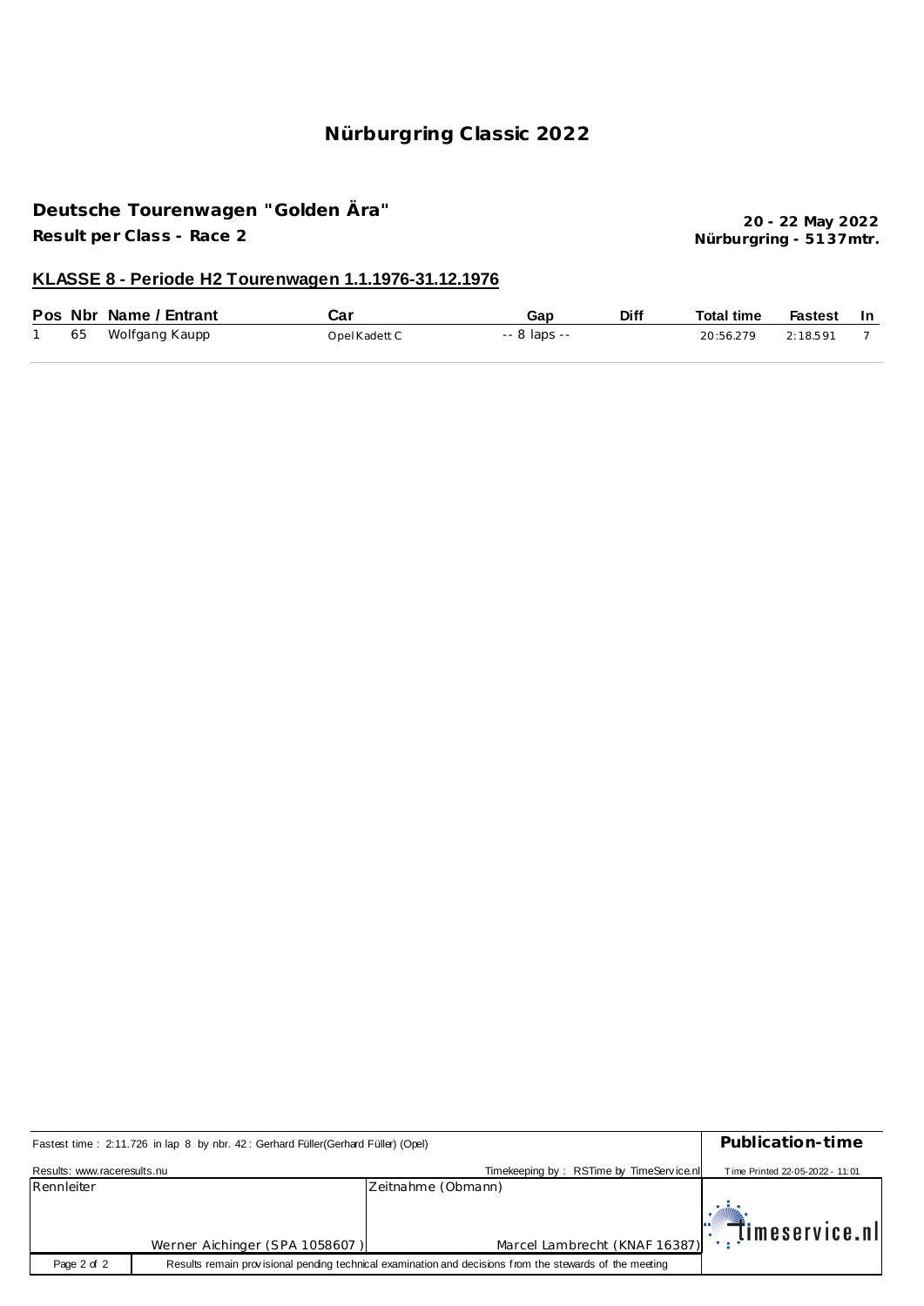# Nürburgring Classic 2022

## Deutsche Tourenwagen "Golden Ära"

**Result per Class - Race 2**

**20 - 22 May 2022**
**Nürburgring - 5137mtr.**

### KLASSE 8 - Periode H2 Tourenwagen 1.1.1976-31.12.1976

| Pos | Nbr | Name / Entrant | Car | Gap | Diff | Total time | Fastest | In |
|---|---|---|---|---|---|---|---|---|
| 1 | 65 | Wolfgang Kaupp | Opel Kadett C | -- 8 laps -- | | 20:56.279 | 2:18.591 | 7 |

Fastest time : 2:11.726 in lap 8 by nbr. 42 : Gerhard Füller(Gerhard Füller) (Opel)

**Publication-time**

Results: www.raceresults.nu

Timekeeping by : RSTime by TimeService.nl

Time Printed 22-05-2022 - 11:01

| Rennleiter | Zeitnahme (Obmann) |
|---|---|
| Werner Aichinger (SPA 1058607 ) | Marcel Lambrecht (KNAF 16387) |

timeservice.nl

Results remain provisional pending technical examination and decisions from the stewards of the meeting